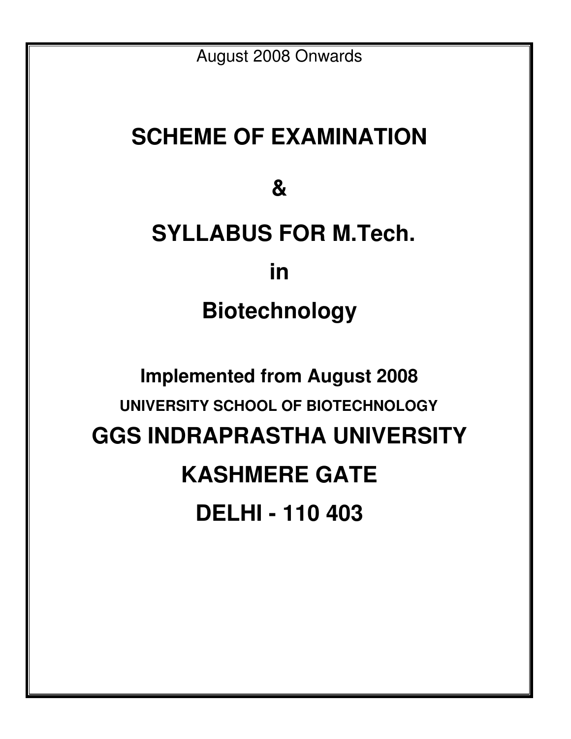August 2008 Onwards

# SCHEME OF EXAMINATION

# &

# SYLLABUS FOR M.Tech.

# in

# Biotechnology

**Implemented from August 2008**

**UNIVERSITY SCHOOL OF BIOTECHNOLOGY**

## GGS INDRAPRASTHA UNIVERSITY

## KASHMERE GATE

## DELHI - 110 403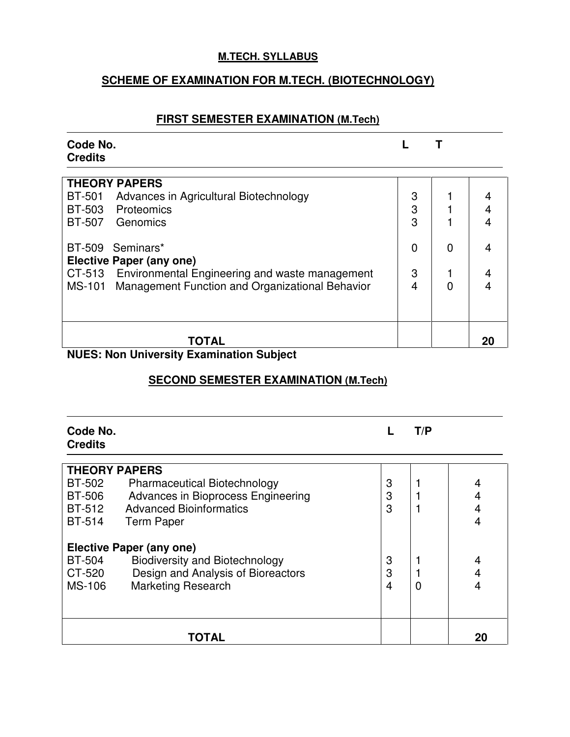**M.TECH. SYLLABUS**

## SCHEME OF EXAMINATION FOR M.TECH. (BIOTECHNOLOGY)

### FIRST SEMESTER EXAMINATION (M.Tech)

| Code No. | L | T | Credits |
|---|---|---|---|
| **THEORY PAPERS** | | | |
| BT-501 Advances in Agricultural Biotechnology | 3 | 1 | 4 |
| BT-503 Proteomics | 3 | 1 | 4 |
| BT-507 Genomics | 3 | 1 | 4 |
| BT-509 Seminars* | 0 | 0 | 4 |
| **Elective Paper (any one)** | | | |
| CT-513 Environmental Engineering and waste management | 3 | 1 | 4 |
| MS-101 Management Function and Organizational Behavior | 4 | 0 | 4 |
| **TOTAL** | | | **20** |

**NUES: Non University Examination Subject**

### SECOND SEMESTER EXAMINATION (M.Tech)

| Code No. | L | T/P | Credits |
|---|---|---|---|
| **THEORY PAPERS** | | | |
| BT-502 Pharmaceutical Biotechnology | 3 | 1 | 4 |
| BT-506 Advances in Bioprocess Engineering | 3 | 1 | 4 |
| BT-512 Advanced Bioinformatics | 3 | 1 | 4 |
| BT-514 Term Paper | | | 4 |
| **Elective Paper (any one)** | | | |
| BT-504 Biodiversity and Biotechnology | 3 | 1 | 4 |
| CT-520 Design and Analysis of Bioreactors | 3 | 1 | 4 |
| MS-106 Marketing Research | 4 | 0 | 4 |
| **TOTAL** | | | **20** |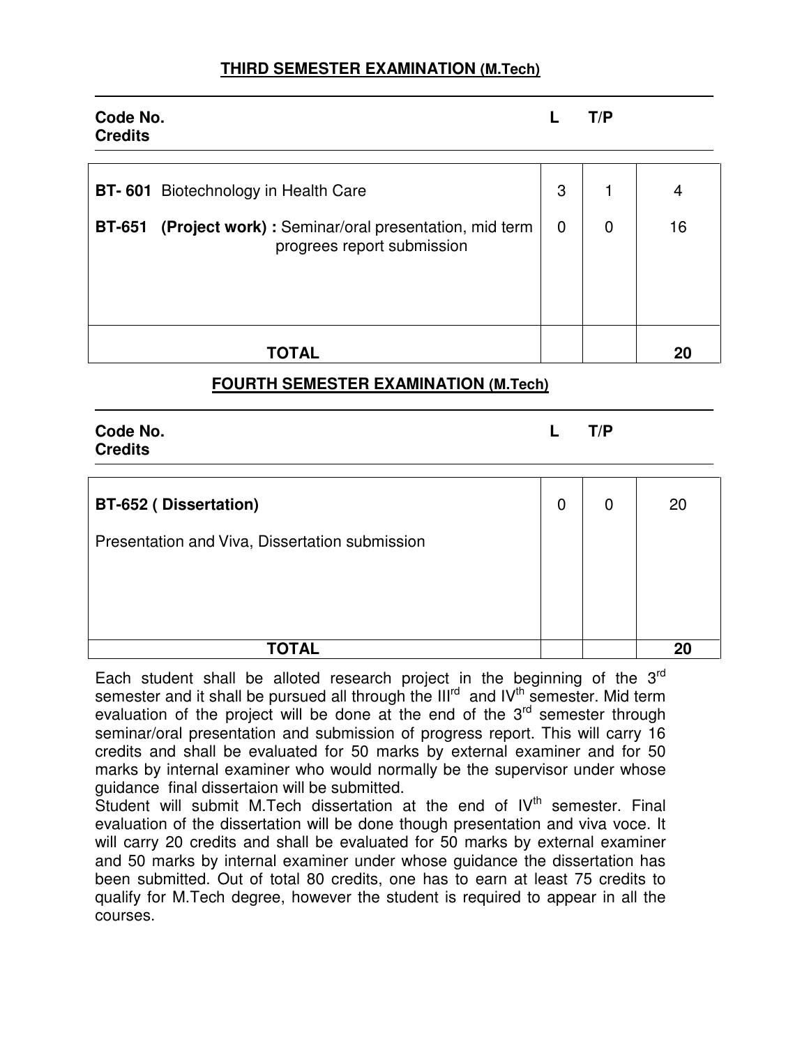## THIRD SEMESTER EXAMINATION (M.Tech)

| Code No. | L | T/P | Credits |
|---|---|---|---|
| **BT- 601** Biotechnology in Health Care | 3 | 1 | 4 |
| **BT-651 (Project work) :** Seminar/oral presentation, mid term progrees report submission | 0 | 0 | 16 |
| **TOTAL** | | | **20** |

## FOURTH SEMESTER EXAMINATION (M.Tech)

| Code No. | L | T/P | Credits |
|---|---|---|---|
| **BT-652 ( Dissertation)** Presentation and Viva, Dissertation submission | 0 | 0 | 20 |
| **TOTAL** | | | **20** |

Each student shall be alloted research project in the beginning of the 3rd semester and it shall be pursued all through the IIIrd and IVth semester. Mid term evaluation of the project will be done at the end of the 3rd semester through seminar/oral presentation and submission of progress report. This will carry 16 credits and shall be evaluated for 50 marks by external examiner and for 50 marks by internal examiner who would normally be the supervisor under whose guidance final dissertaion will be submitted.
Student will submit M.Tech dissertation at the end of IVth semester. Final evaluation of the dissertation will be done though presentation and viva voce. It will carry 20 credits and shall be evaluated for 50 marks by external examiner and 50 marks by internal examiner under whose guidance the dissertation has been submitted. Out of total 80 credits, one has to earn at least 75 credits to qualify for M.Tech degree, however the student is required to appear in all the courses.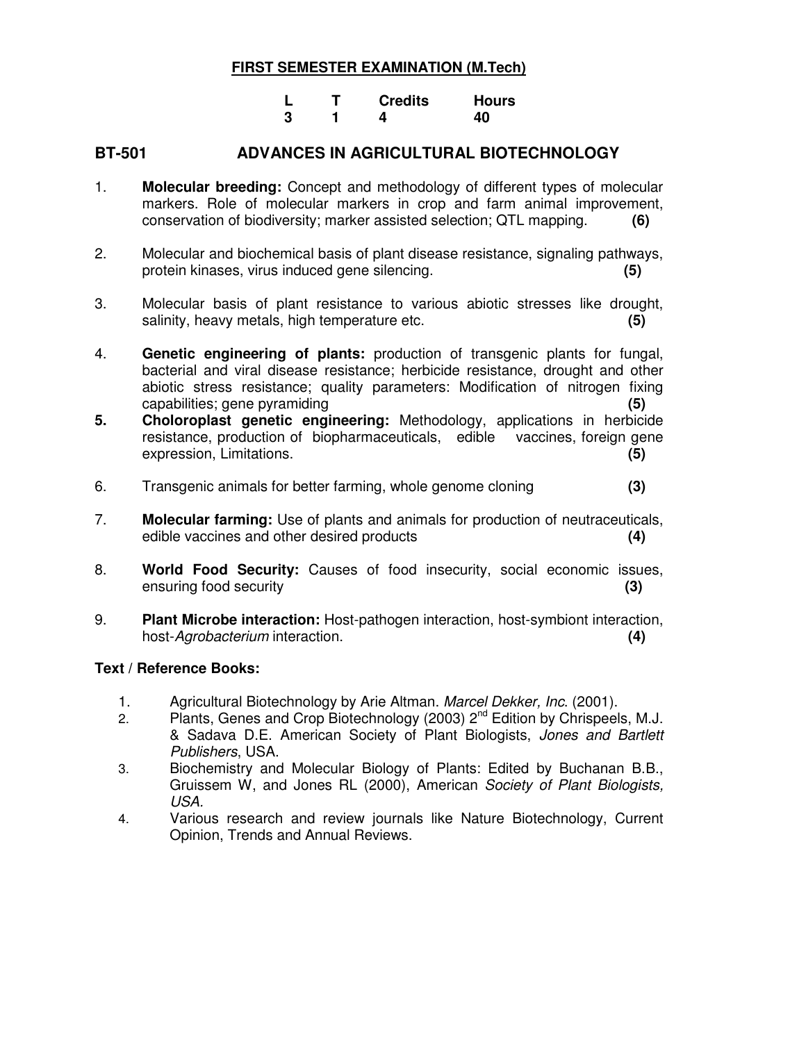**FIRST SEMESTER EXAMINATION (M.Tech)**

| L | T | Credits | Hours |
|---|---|---|---|
| 3 | 1 | 4 | 40 |

## BT-501 ADVANCES IN AGRICULTURAL BIOTECHNOLOGY

1. **Molecular breeding:** Concept and methodology of different types of molecular markers. Role of molecular markers in crop and farm animal improvement, conservation of biodiversity; marker assisted selection; QTL mapping. **(6)**

2. Molecular and biochemical basis of plant disease resistance, signaling pathways, protein kinases, virus induced gene silencing. **(5)**

3. Molecular basis of plant resistance to various abiotic stresses like drought, salinity, heavy metals, high temperature etc. **(5)**

4. **Genetic engineering of plants:** production of transgenic plants for fungal, bacterial and viral disease resistance; herbicide resistance, drought and other abiotic stress resistance; quality parameters: Modification of nitrogen fixing capabilities; gene pyramiding **(5)**

5. **Choloroplast genetic engineering:** Methodology, applications in herbicide resistance, production of biopharmaceuticals, edible vaccines, foreign gene expression, Limitations. **(5)**

6. Transgenic animals for better farming, whole genome cloning **(3)**

7. **Molecular farming:** Use of plants and animals for production of neutraceuticals, edible vaccines and other desired products **(4)**

8. **World Food Security:** Causes of food insecurity, social economic issues, ensuring food security **(3)**

9. **Plant Microbe interaction:** Host-pathogen interaction, host-symbiont interaction, host-*Agrobacterium* interaction. **(4)**

### Text / Reference Books:

1. Agricultural Biotechnology by Arie Altman. *Marcel Dekker, Inc.* (2001).
2. Plants, Genes and Crop Biotechnology (2003) 2nd Edition by Chrispeels, M.J. & Sadava D.E. American Society of Plant Biologists, *Jones and Bartlett Publishers*, USA.
3. Biochemistry and Molecular Biology of Plants: Edited by Buchanan B.B., Gruissem W, and Jones RL (2000), American *Society of Plant Biologists, USA.*
4. Various research and review journals like Nature Biotechnology, Current Opinion, Trends and Annual Reviews.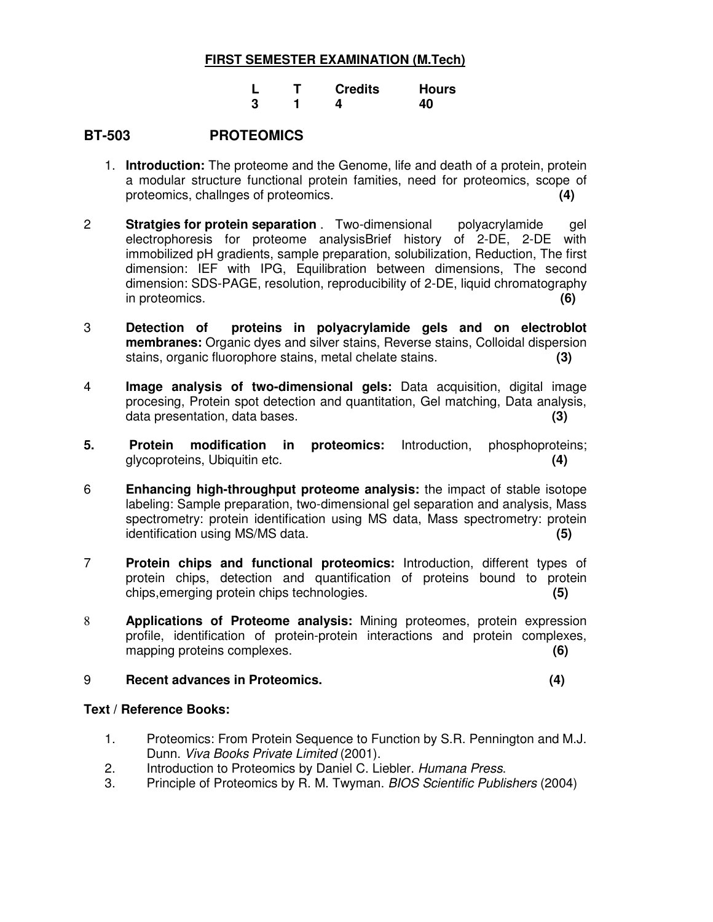**FIRST SEMESTER EXAMINATION (M.Tech)**

| L | T | Credits | Hours |
|---|---|---|---|
| 3 | 1 | 4 | 40 |

## BT-503 PROTEOMICS

1. **Introduction:** The proteome and the Genome, life and death of a protein, protein a modular structure functional protein famities, need for proteomics, scope of proteomics, challnges of proteomics. **(4)**

2. **Stratgies for protein separation** . Two-dimensional polyacrylamide gel electrophoresis for proteome analysisBrief history of 2-DE, 2-DE with immobilized pH gradients, sample preparation, solubilization, Reduction, The first dimension: IEF with IPG, Equilibration between dimensions, The second dimension: SDS-PAGE, resolution, reproducibility of 2-DE, liquid chromatography in proteomics. **(6)**

3. **Detection of proteins in polyacrylamide gels and on electroblot membranes:** Organic dyes and silver stains, Reverse stains, Colloidal dispersion stains, organic fluorophore stains, metal chelate stains. **(3)**

4. **Image analysis of two-dimensional gels:** Data acquisition, digital image procesing, Protein spot detection and quantitation, Gel matching, Data analysis, data presentation, data bases. **(3)**

5. **Protein modification in proteomics:** Introduction, phosphoproteins; glycoproteins, Ubiquitin etc. **(4)**

6. **Enhancing high-throughput proteome analysis:** the impact of stable isotope labeling: Sample preparation, two-dimensional gel separation and analysis, Mass spectrometry: protein identification using MS data, Mass spectrometry: protein identification using MS/MS data. **(5)**

7. **Protein chips and functional proteomics:** Introduction, different types of protein chips, detection and quantification of proteins bound to protein chips,emerging protein chips technologies. **(5)**

8. **Applications of Proteome analysis:** Mining proteomes, protein expression profile, identification of protein-protein interactions and protein complexes, mapping proteins complexes. **(6)**

9. **Recent advances in Proteomics. (4)**

**Text / Reference Books:**

1. Proteomics: From Protein Sequence to Function by S.R. Pennington and M.J. Dunn. *Viva Books Private Limited* (2001).
2. Introduction to Proteomics by Daniel C. Liebler. *Humana Press*.
3. Principle of Proteomics by R. M. Twyman. *BIOS Scientific Publishers* (2004)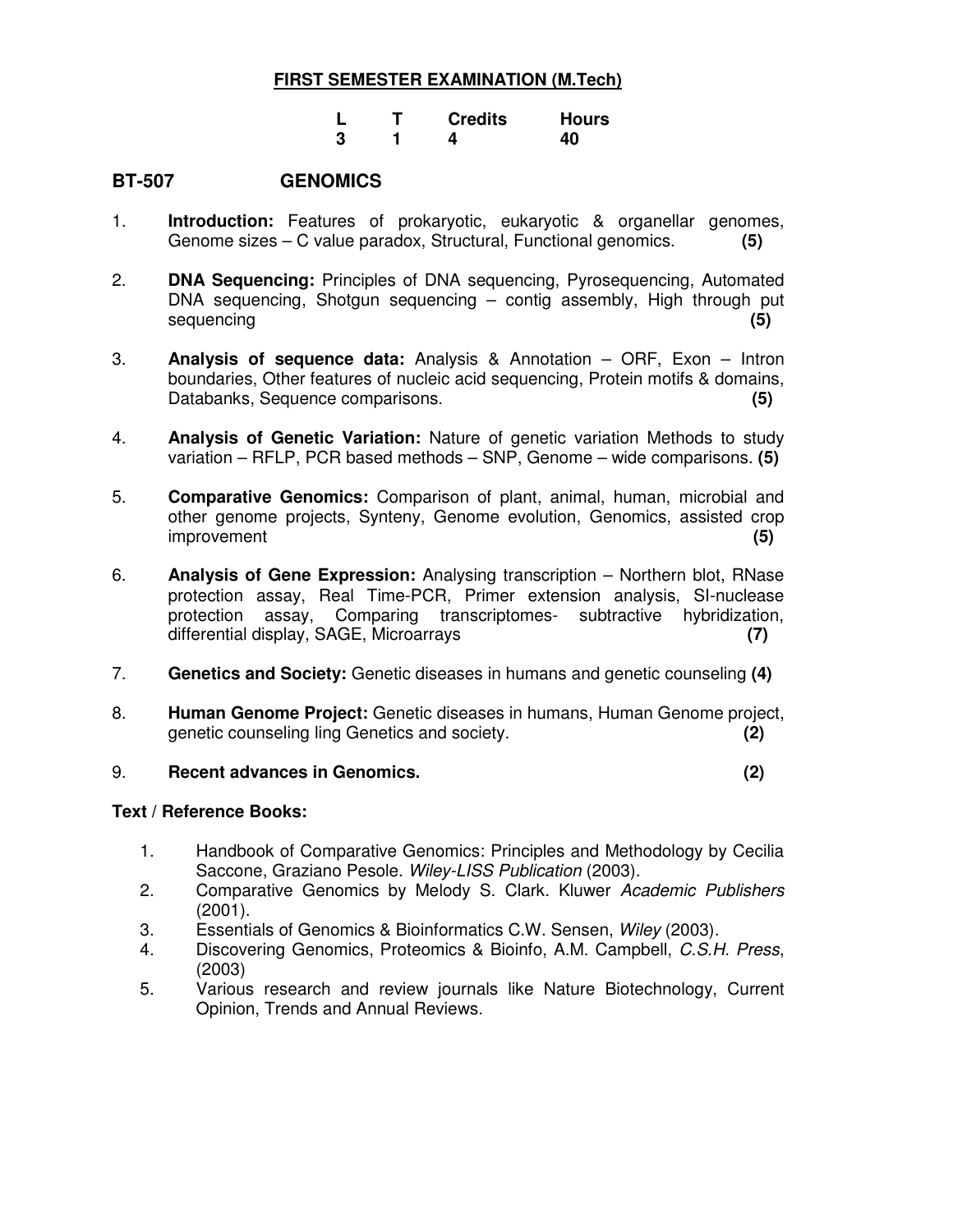## FIRST SEMESTER EXAMINATION (M.Tech)

| L | T | Credits | Hours |
|---|---|---|---|
| 3 | 1 | 4 | 40 |

## BT-507 GENOMICS

1. **Introduction:** Features of prokaryotic, eukaryotic & organellar genomes, Genome sizes – C value paradox, Structural, Functional genomics. **(5)**

2. **DNA Sequencing:** Principles of DNA sequencing, Pyrosequencing, Automated DNA sequencing, Shotgun sequencing – contig assembly, High through put sequencing **(5)**

3. **Analysis of sequence data:** Analysis & Annotation – ORF, Exon – Intron boundaries, Other features of nucleic acid sequencing, Protein motifs & domains, Databanks, Sequence comparisons. **(5)**

4. **Analysis of Genetic Variation:** Nature of genetic variation Methods to study variation – RFLP, PCR based methods – SNP, Genome – wide comparisons. **(5)**

5. **Comparative Genomics:** Comparison of plant, animal, human, microbial and other genome projects, Synteny, Genome evolution, Genomics, assisted crop improvement **(5)**

6. **Analysis of Gene Expression:** Analysing transcription – Northern blot, RNase protection assay, Real Time-PCR, Primer extension analysis, SI-nuclease protection assay, Comparing transcriptomes- subtractive hybridization, differential display, SAGE, Microarrays **(7)**

7. **Genetics and Society:** Genetic diseases in humans and genetic counseling **(4)**

8. **Human Genome Project:** Genetic diseases in humans, Human Genome project, genetic counseling ling Genetics and society. **(2)**

9. **Recent advances in Genomics. (2)**

**Text / Reference Books:**

1. Handbook of Comparative Genomics: Principles and Methodology by Cecilia Saccone, Graziano Pesole. *Wiley-LISS Publication* (2003).
2. Comparative Genomics by Melody S. Clark. Kluwer *Academic Publishers* (2001).
3. Essentials of Genomics & Bioinformatics C.W. Sensen, *Wiley* (2003).
4. Discovering Genomics, Proteomics & Bioinfo, A.M. Campbell, *C.S.H. Press*, (2003)
5. Various research and review journals like Nature Biotechnology, Current Opinion, Trends and Annual Reviews.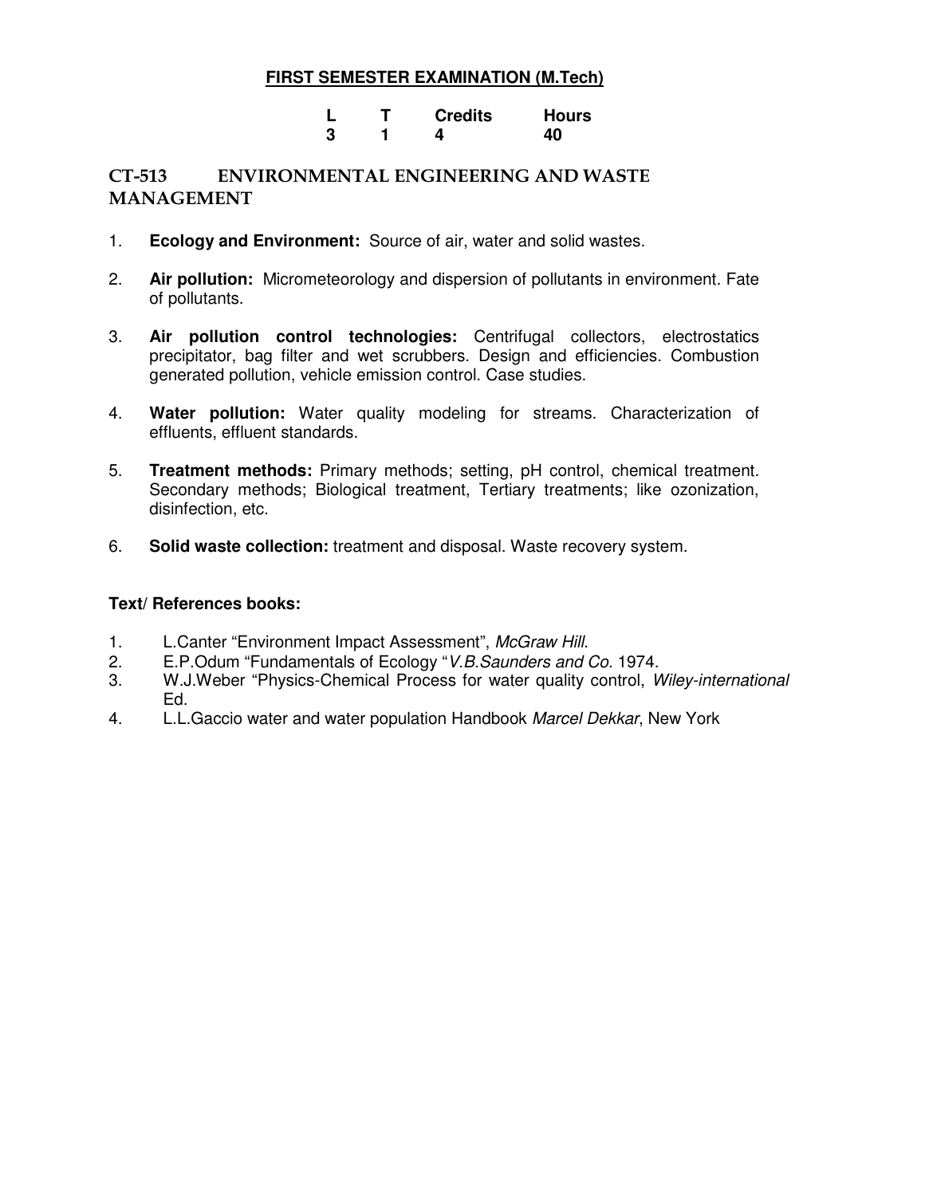**FIRST SEMESTER EXAMINATION (M.Tech)**

| L | T | Credits | Hours |
|---|---|---|---|
| 3 | 1 | 4 | 40 |

## CT-513 ENVIRONMENTAL ENGINEERING AND WASTE MANAGEMENT

1. **Ecology and Environment:** Source of air, water and solid wastes.

2. **Air pollution:** Micrometeorology and dispersion of pollutants in environment. Fate of pollutants.

3. **Air pollution control technologies:** Centrifugal collectors, electrostatics precipitator, bag filter and wet scrubbers. Design and efficiencies. Combustion generated pollution, vehicle emission control. Case studies.

4. **Water pollution:** Water quality modeling for streams. Characterization of effluents, effluent standards.

5. **Treatment methods:** Primary methods; setting, pH control, chemical treatment. Secondary methods; Biological treatment, Tertiary treatments; like ozonization, disinfection, etc.

6. **Solid waste collection:** treatment and disposal. Waste recovery system.

**Text/ References books:**

1. L.Canter "Environment Impact Assessment", *McGraw Hill*.
2. E.P.Odum "Fundamentals of Ecology "*V.B.Saunders and Co.* 1974.
3. W.J.Weber "Physics-Chemical Process for water quality control, *Wiley-international* Ed.
4. L.L.Gaccio water and water population Handbook *Marcel Dekkar*, New York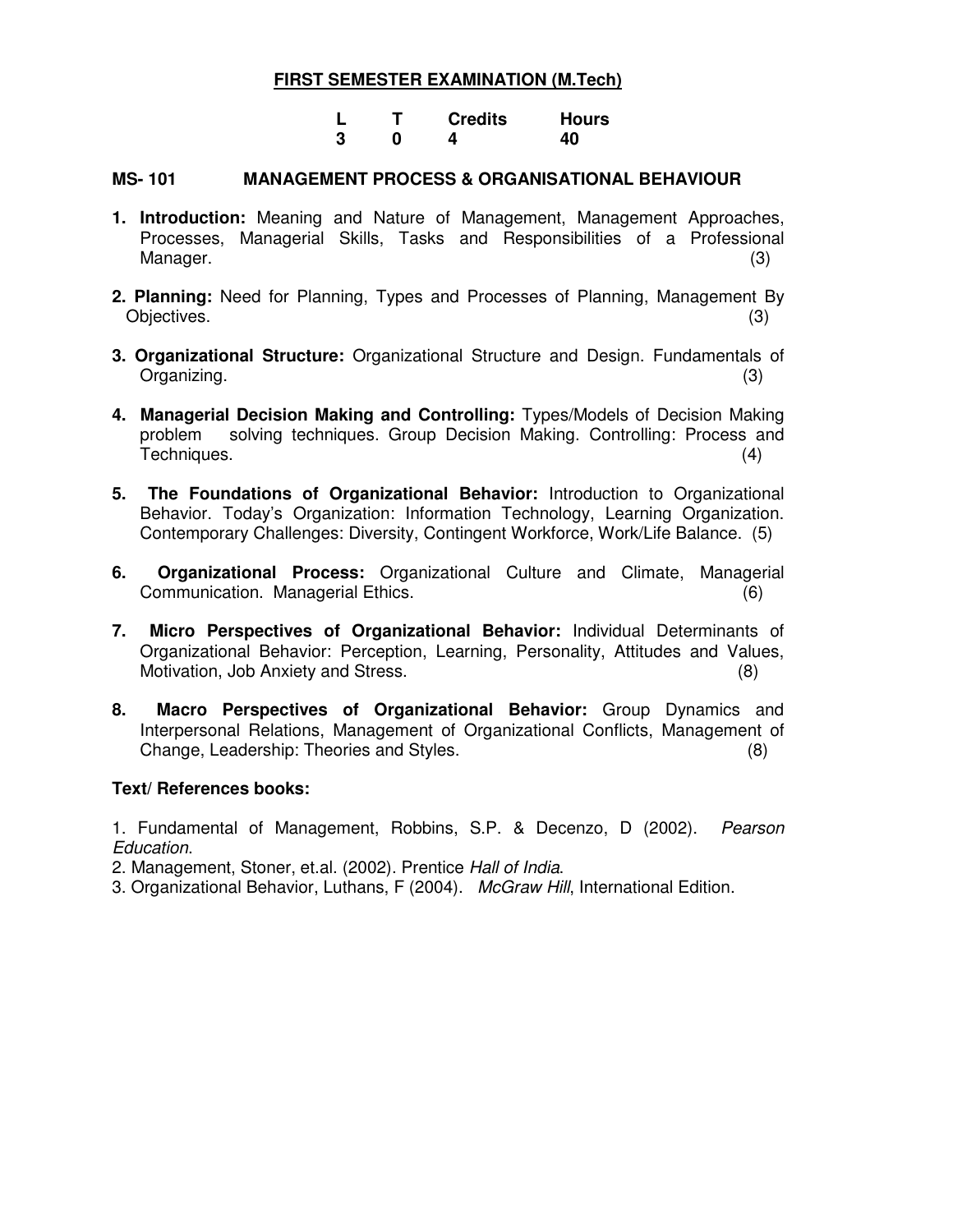## FIRST SEMESTER EXAMINATION (M.Tech)

| L | T | Credits | Hours |
|---|---|---|---|
| 3 | 0 | 4 | 40 |

### MS- 101 MANAGEMENT PROCESS & ORGANISATIONAL BEHAVIOUR

1. **Introduction:** Meaning and Nature of Management, Management Approaches, Processes, Managerial Skills, Tasks and Responsibilities of a Professional Manager. (3)

2. **Planning:** Need for Planning, Types and Processes of Planning, Management By Objectives. (3)

3. **Organizational Structure:** Organizational Structure and Design. Fundamentals of Organizing. (3)

4. **Managerial Decision Making and Controlling:** Types/Models of Decision Making problem solving techniques. Group Decision Making. Controlling: Process and Techniques. (4)

5. **The Foundations of Organizational Behavior:** Introduction to Organizational Behavior. Today's Organization: Information Technology, Learning Organization. Contemporary Challenges: Diversity, Contingent Workforce, Work/Life Balance. (5)

6. **Organizational Process:** Organizational Culture and Climate, Managerial Communication. Managerial Ethics. (6)

7. **Micro Perspectives of Organizational Behavior:** Individual Determinants of Organizational Behavior: Perception, Learning, Personality, Attitudes and Values, Motivation, Job Anxiety and Stress. (8)

8. **Macro Perspectives of Organizational Behavior:** Group Dynamics and Interpersonal Relations, Management of Organizational Conflicts, Management of Change, Leadership: Theories and Styles. (8)

**Text/ References books:**

1. Fundamental of Management, Robbins, S.P. & Decenzo, D (2002). *Pearson Education*.
2. Management, Stoner, et.al. (2002). Prentice *Hall of India*.
3. Organizational Behavior, Luthans, F (2004). *McGraw Hill*, International Edition.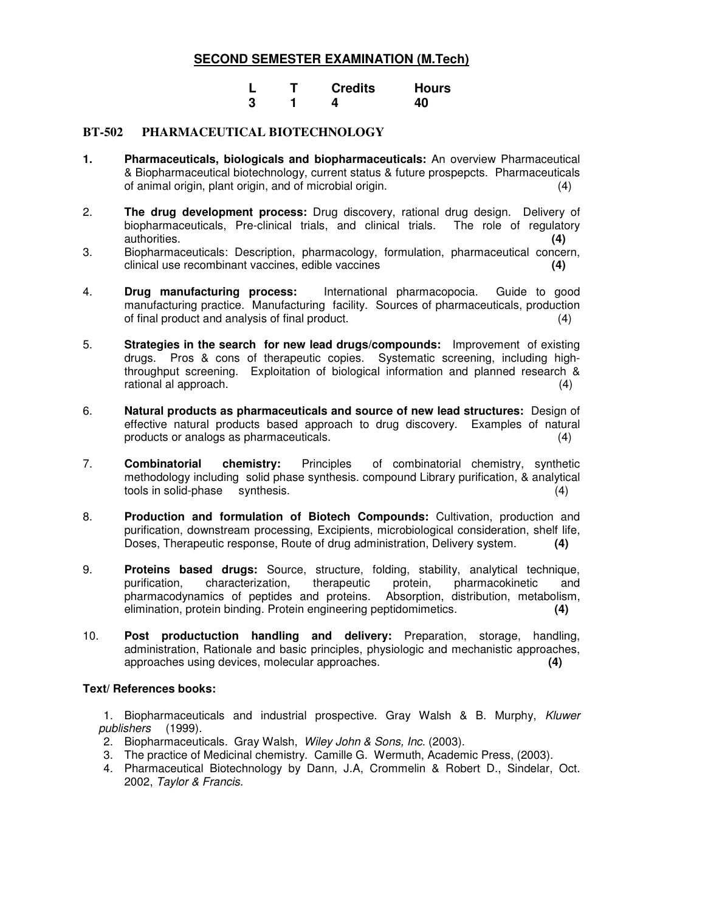## SECOND SEMESTER EXAMINATION (M.Tech)

| L | T | Credits | Hours |
|---|---|---|---|
| 3 | 1 | 4 | 40 |

### BT-502 PHARMACEUTICAL BIOTECHNOLOGY

1. **Pharmaceuticals, biologicals and biopharmaceuticals:** An overview Pharmaceutical & Biopharmaceutical biotechnology, current status & future prospepcts. Pharmaceuticals of animal origin, plant origin, and of microbial origin. (4)

2. **The drug development process:** Drug discovery, rational drug design. Delivery of biopharmaceuticals, Pre-clinical trials, and clinical trials. The role of regulatory authorities. **(4)**

3. Biopharmaceuticals: Description, pharmacology, formulation, pharmaceutical concern, clinical use recombinant vaccines, edible vaccines **(4)**

4. **Drug manufacturing process:** International pharmacopocia. Guide to good manufacturing practice. Manufacturing facility. Sources of pharmaceuticals, production of final product and analysis of final product. (4)

5. **Strategies in the search for new lead drugs/compounds:** Improvement of existing drugs. Pros & cons of therapeutic copies. Systematic screening, including high-throughput screening. Exploitation of biological information and planned research & rational al approach. (4)

6. **Natural products as pharmaceuticals and source of new lead structures:** Design of effective natural products based approach to drug discovery. Examples of natural products or analogs as pharmaceuticals. (4)

7. **Combinatorial chemistry:** Principles of combinatorial chemistry, synthetic methodology including solid phase synthesis. compound Library purification, & analytical tools in solid-phase synthesis. (4)

8. **Production and formulation of Biotech Compounds:** Cultivation, production and purification, downstream processing, Excipients, microbiological consideration, shelf life, Doses, Therapeutic response, Route of drug administration, Delivery system. **(4)**

9. **Proteins based drugs:** Source, structure, folding, stability, analytical technique, purification, characterization, therapeutic protein, pharmacokinetic and pharmacodynamics of peptides and proteins. Absorption, distribution, metabolism, elimination, protein binding. Protein engineering peptidomimetics. **(4)**

10. **Post productuction handling and delivery:** Preparation, storage, handling, administration, Rationale and basic principles, physiologic and mechanistic approaches, approaches using devices, molecular approaches. **(4)**

**Text/ References books:**

1. Biopharmaceuticals and industrial prospective. Gray Walsh & B. Murphy, *Kluwer publishers* (1999).
2. Biopharmaceuticals. Gray Walsh, *Wiley John & Sons, Inc*. (2003).
3. The practice of Medicinal chemistry. Camille G. Wermuth, Academic Press, (2003).
4. Pharmaceutical Biotechnology by Dann, J.A, Crommelin & Robert D., Sindelar, Oct. 2002, *Taylor & Francis.*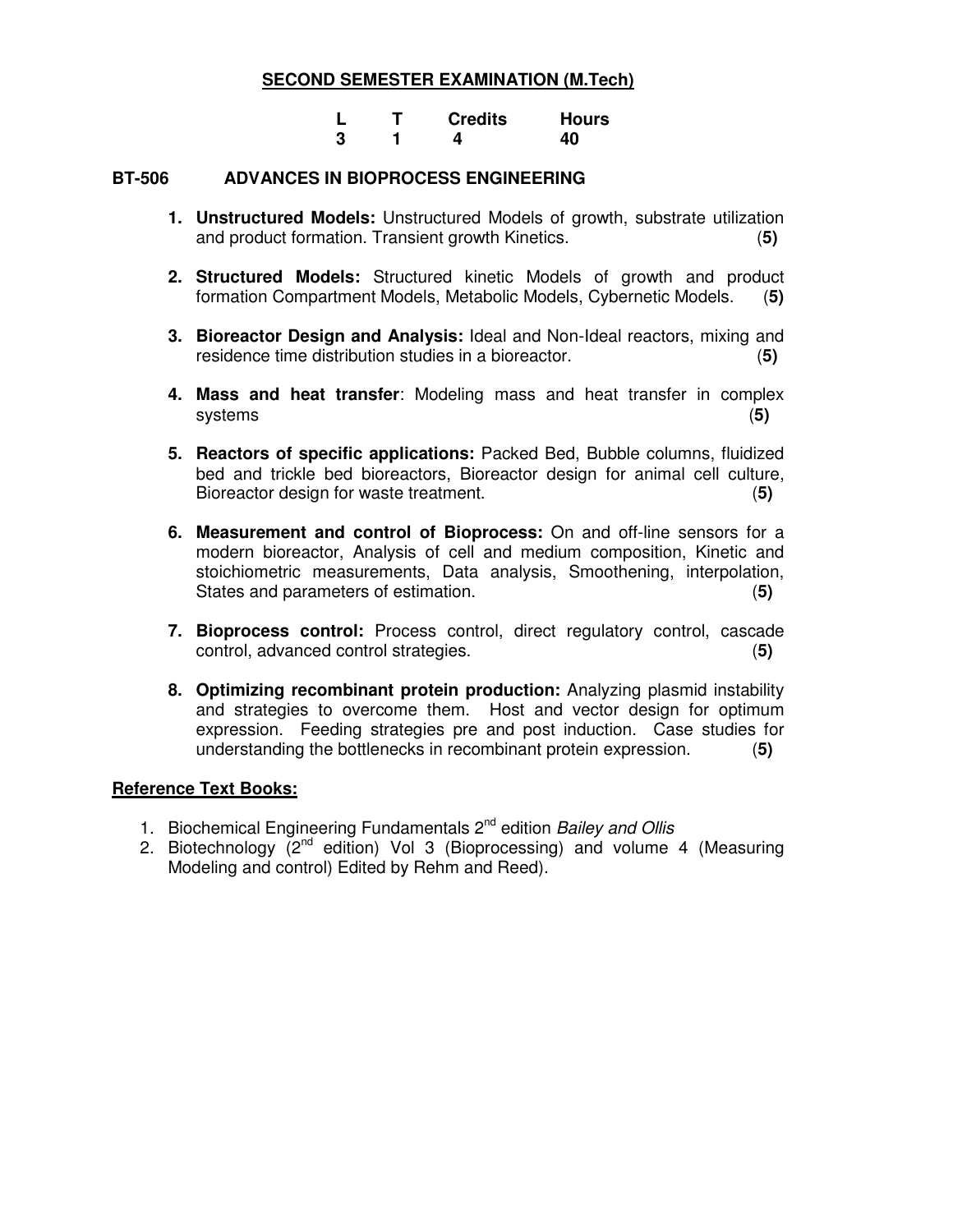## SECOND SEMESTER EXAMINATION (M.Tech)

| L | T | Credits | Hours |
|---|---|---|---|
| 3 | 1 | 4 | 40 |

### BT-506 ADVANCES IN BIOPROCESS ENGINEERING

1. **Unstructured Models:** Unstructured Models of growth, substrate utilization and product formation. Transient growth Kinetics. (**5)**

2. **Structured Models:** Structured kinetic Models of growth and product formation Compartment Models, Metabolic Models, Cybernetic Models. (**5)**

3. **Bioreactor Design and Analysis:** Ideal and Non-Ideal reactors, mixing and residence time distribution studies in a bioreactor. (**5)**

4. **Mass and heat transfer**: Modeling mass and heat transfer in complex systems (**5)**

5. **Reactors of specific applications:** Packed Bed, Bubble columns, fluidized bed and trickle bed bioreactors, Bioreactor design for animal cell culture, Bioreactor design for waste treatment. (**5)**

6. **Measurement and control of Bioprocess:** On and off-line sensors for a modern bioreactor, Analysis of cell and medium composition, Kinetic and stoichiometric measurements, Data analysis, Smoothening, interpolation, States and parameters of estimation. (**5)**

7. **Bioprocess control:** Process control, direct regulatory control, cascade control, advanced control strategies. (**5)**

8. **Optimizing recombinant protein production:** Analyzing plasmid instability and strategies to overcome them. Host and vector design for optimum expression. Feeding strategies pre and post induction. Case studies for understanding the bottlenecks in recombinant protein expression. (**5)**

**Reference Text Books:**

1. Biochemical Engineering Fundamentals $2^{nd}$ edition *Bailey and Ollis*
2. Biotechnology ($2^{nd}$ edition) Vol 3 (Bioprocessing) and volume 4 (Measuring Modeling and control) Edited by Rehm and Reed).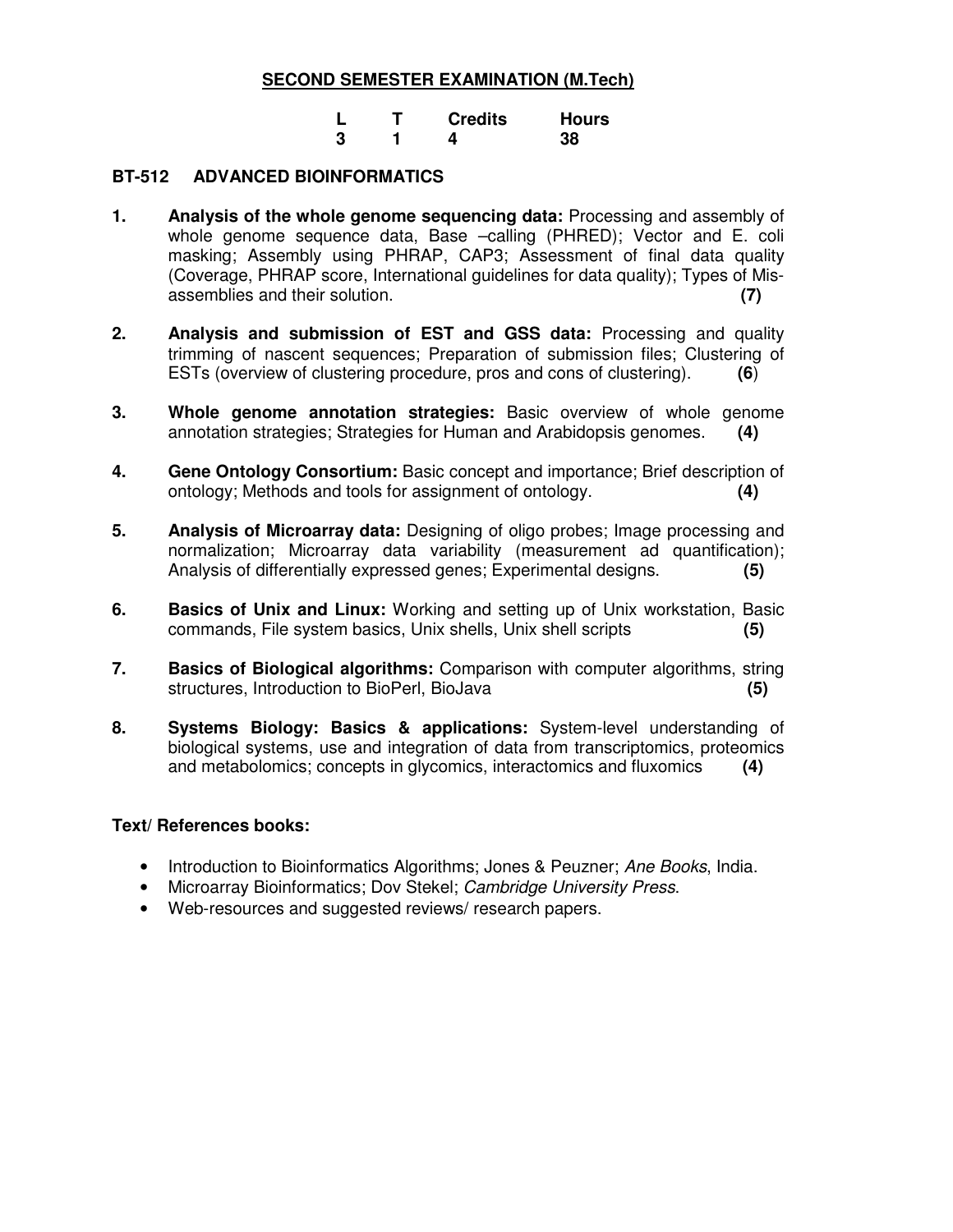## SECOND SEMESTER EXAMINATION (M.Tech)

| L | T | Credits | Hours |
|---|---|---|---|
| 3 | 1 | 4 | 38 |

### BT-512 ADVANCED BIOINFORMATICS

1. **Analysis of the whole genome sequencing data:** Processing and assembly of whole genome sequence data, Base –calling (PHRED); Vector and E. coli masking; Assembly using PHRAP, CAP3; Assessment of final data quality (Coverage, PHRAP score, International guidelines for data quality); Types of Mis-assemblies and their solution. **(7)**

2. **Analysis and submission of EST and GSS data:** Processing and quality trimming of nascent sequences; Preparation of submission files; Clustering of ESTs (overview of clustering procedure, pros and cons of clustering). **(6)**

3. **Whole genome annotation strategies:** Basic overview of whole genome annotation strategies; Strategies for Human and Arabidopsis genomes. **(4)**

4. **Gene Ontology Consortium:** Basic concept and importance; Brief description of ontology; Methods and tools for assignment of ontology. **(4)**

5. **Analysis of Microarray data:** Designing of oligo probes; Image processing and normalization; Microarray data variability (measurement ad quantification); Analysis of differentially expressed genes; Experimental designs. **(5)**

6. **Basics of Unix and Linux:** Working and setting up of Unix workstation, Basic commands, File system basics, Unix shells, Unix shell scripts **(5)**

7. **Basics of Biological algorithms:** Comparison with computer algorithms, string structures, Introduction to BioPerl, BioJava **(5)**

8. **Systems Biology: Basics & applications:** System-level understanding of biological systems, use and integration of data from transcriptomics, proteomics and metabolomics; concepts in glycomics, interactomics and fluxomics **(4)**

**Text/ References books:**

- Introduction to Bioinformatics Algorithms; Jones & Peuzner; *Ane Books*, India.
- Microarray Bioinformatics; Dov Stekel; *Cambridge University Press*.
- Web-resources and suggested reviews/ research papers.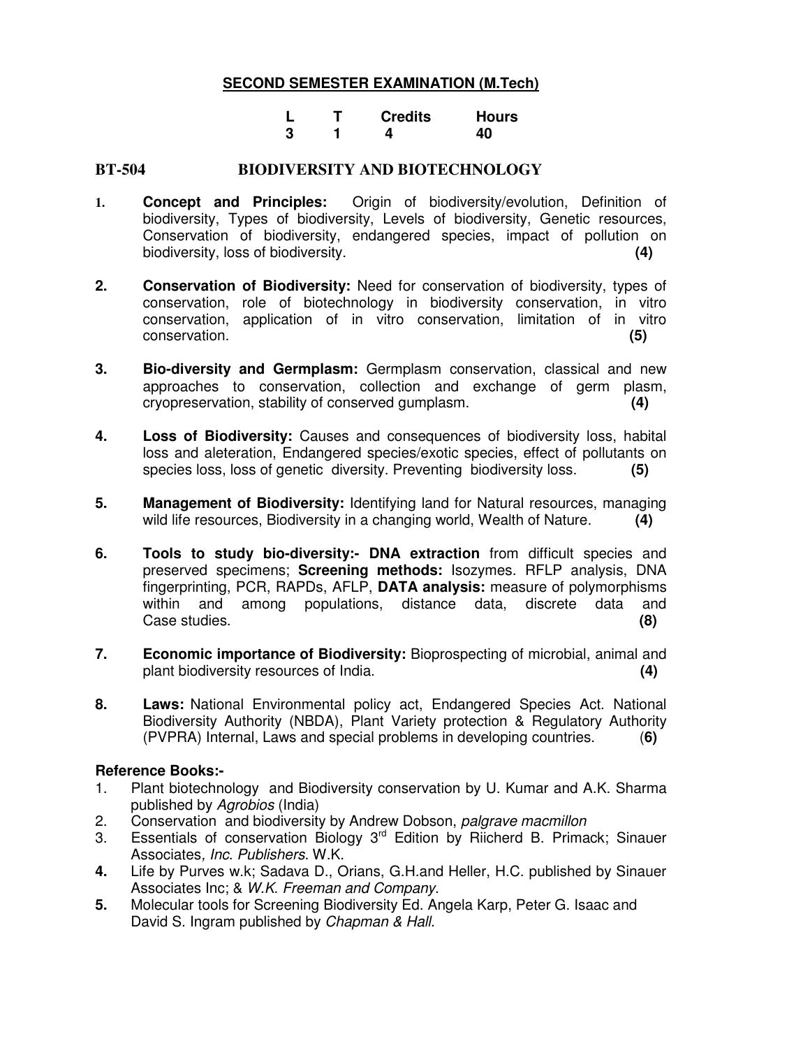## SECOND SEMESTER EXAMINATION (M.Tech)

| L | T | Credits | Hours |
|---|---|---|---|
| 3 | 1 | 4 | 40 |

### BT-504 BIODIVERSITY AND BIOTECHNOLOGY

1. **Concept and Principles:** Origin of biodiversity/evolution, Definition of biodiversity, Types of biodiversity, Levels of biodiversity, Genetic resources, Conservation of biodiversity, endangered species, impact of pollution on biodiversity, loss of biodiversity. **(4)**

2. **Conservation of Biodiversity:** Need for conservation of biodiversity, types of conservation, role of biotechnology in biodiversity conservation, in vitro conservation, application of in vitro conservation, limitation of in vitro conservation. **(5)**

3. **Bio-diversity and Germplasm:** Germplasm conservation, classical and new approaches to conservation, collection and exchange of germ plasm, cryopreservation, stability of conserved gumplasm. **(4)**

4. **Loss of Biodiversity:** Causes and consequences of biodiversity loss, habital loss and aleteration, Endangered species/exotic species, effect of pollutants on species loss, loss of genetic diversity. Preventing biodiversity loss. **(5)**

5. **Management of Biodiversity:** Identifying land for Natural resources, managing wild life resources, Biodiversity in a changing world, Wealth of Nature. **(4)**

6. **Tools to study bio-diversity:- DNA extraction** from difficult species and preserved specimens; **Screening methods:** Isozymes. RFLP analysis, DNA fingerprinting, PCR, RAPDs, AFLP, **DATA analysis:** measure of polymorphisms within and among populations, distance data, discrete data and Case studies. **(8)**

7. **Economic importance of Biodiversity:** Bioprospecting of microbial, animal and plant biodiversity resources of India. **(4)**

8. **Laws:** National Environmental policy act, Endangered Species Act. National Biodiversity Authority (NBDA), Plant Variety protection & Regulatory Authority (PVPRA) Internal, Laws and special problems in developing countries. (**6)**

**Reference Books:-**

1. Plant biotechnology and Biodiversity conservation by U. Kumar and A.K. Sharma published by *Agrobios* (India)
2. Conservation and biodiversity by Andrew Dobson, *palgrave macmillon*
3. Essentials of conservation Biology 3rd Edition by Riicherd B. Primack; Sinauer Associates*, Inc. Publishers*. W.K.
4. Life by Purves w.k; Sadava D., Orians, G.H.and Heller, H.C. published by Sinauer Associates Inc; & *W.K. Freeman and Company*.
5. Molecular tools for Screening Biodiversity Ed. Angela Karp, Peter G. Isaac and David S. Ingram published by *Chapman & Hall*.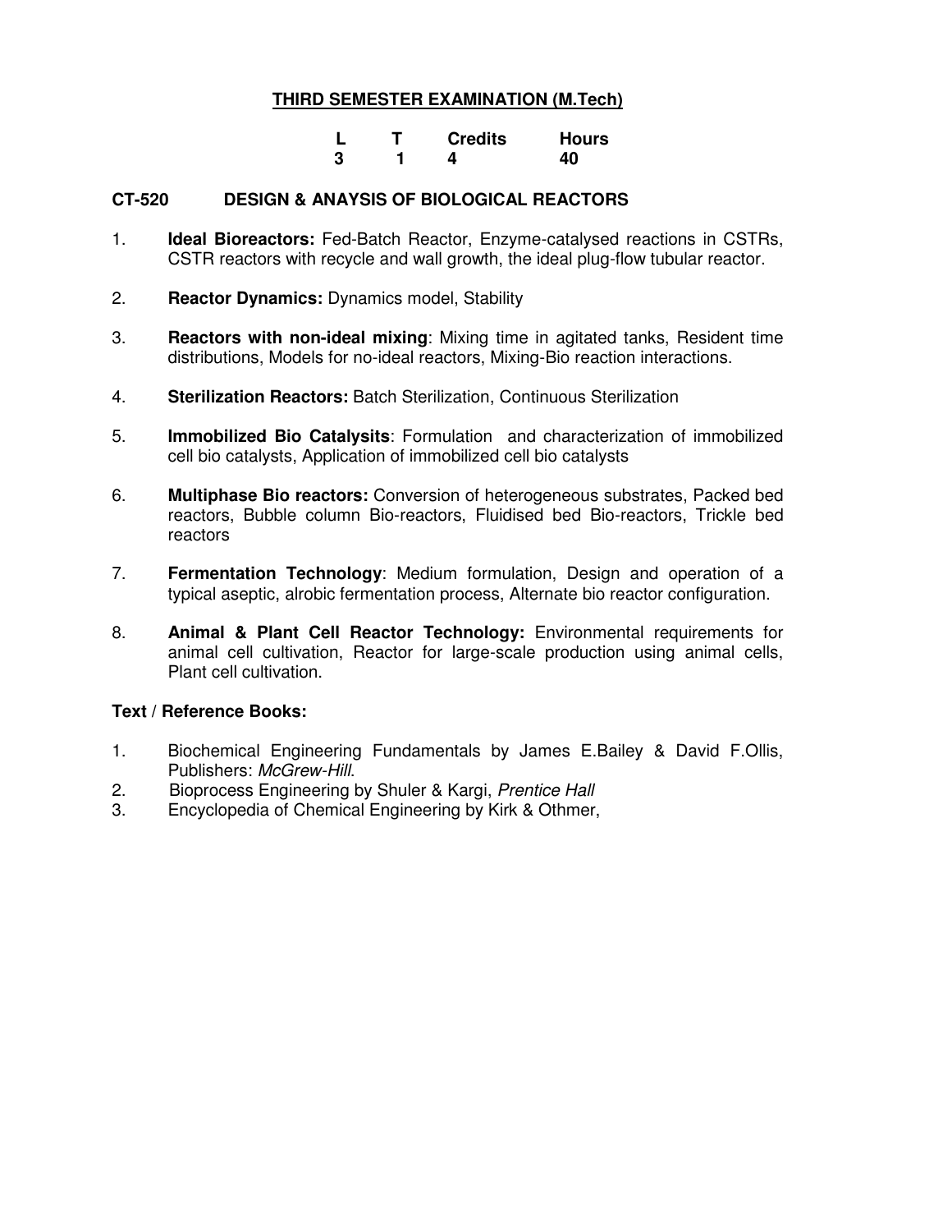## THIRD SEMESTER EXAMINATION (M.Tech)

| L | T | Credits | Hours |
|---|---|---|---|
| 3 | 1 | 4 | 40 |

### CT-520 DESIGN & ANAYSIS OF BIOLOGICAL REACTORS

1. **Ideal Bioreactors:** Fed-Batch Reactor, Enzyme-catalysed reactions in CSTRs, CSTR reactors with recycle and wall growth, the ideal plug-flow tubular reactor.
2. **Reactor Dynamics:** Dynamics model, Stability
3. **Reactors with non-ideal mixing**: Mixing time in agitated tanks, Resident time distributions, Models for no-ideal reactors, Mixing-Bio reaction interactions.
4. **Sterilization Reactors:** Batch Sterilization, Continuous Sterilization
5. **Immobilized Bio Catalysits**: Formulation and characterization of immobilized cell bio catalysts, Application of immobilized cell bio catalysts
6. **Multiphase Bio reactors:** Conversion of heterogeneous substrates, Packed bed reactors, Bubble column Bio-reactors, Fluidised bed Bio-reactors, Trickle bed reactors
7. **Fermentation Technology**: Medium formulation, Design and operation of a typical aseptic, alrobic fermentation process, Alternate bio reactor configuration.
8. **Animal & Plant Cell Reactor Technology:** Environmental requirements for animal cell cultivation, Reactor for large-scale production using animal cells, Plant cell cultivation.

**Text / Reference Books:**

1. Biochemical Engineering Fundamentals by James E.Bailey & David F.Ollis, Publishers: *McGrew-Hill*.
2. Bioprocess Engineering by Shuler & Kargi, *Prentice Hall*
3. Encyclopedia of Chemical Engineering by Kirk & Othmer,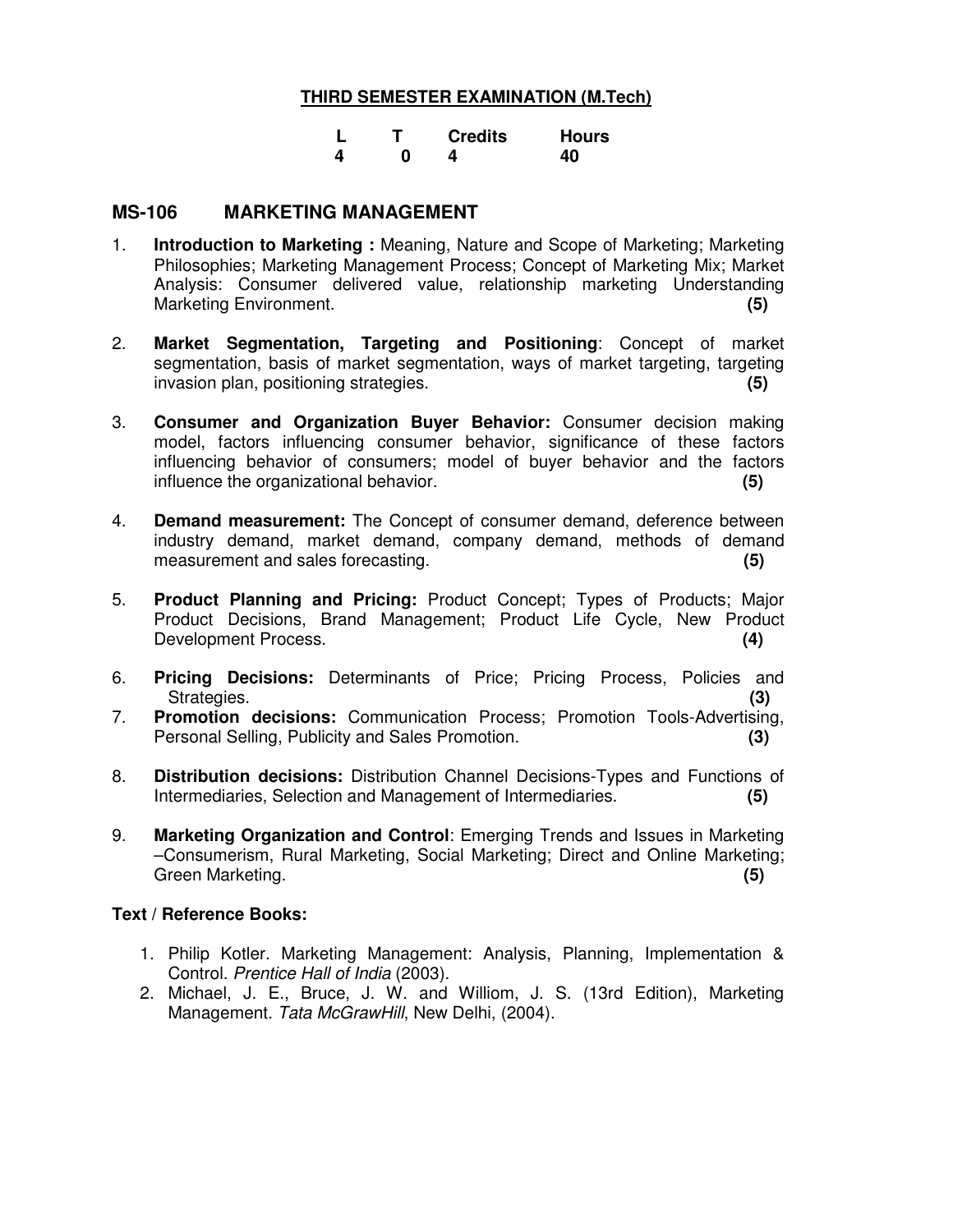**THIRD SEMESTER EXAMINATION (M.Tech)**

| L | T | Credits | Hours |
|---|---|---|---|
| 4 | 0 | 4 | 40 |

## MS-106 MARKETING MANAGEMENT

1. **Introduction to Marketing :** Meaning, Nature and Scope of Marketing; Marketing Philosophies; Marketing Management Process; Concept of Marketing Mix; Market Analysis: Consumer delivered value, relationship marketing Understanding Marketing Environment. **(5)**

2. **Market Segmentation, Targeting and Positioning**: Concept of market segmentation, basis of market segmentation, ways of market targeting, targeting invasion plan, positioning strategies. **(5)**

3. **Consumer and Organization Buyer Behavior:** Consumer decision making model, factors influencing consumer behavior, significance of these factors influencing behavior of consumers; model of buyer behavior and the factors influence the organizational behavior. **(5)**

4. **Demand measurement:** The Concept of consumer demand, deference between industry demand, market demand, company demand, methods of demand measurement and sales forecasting. **(5)**

5. **Product Planning and Pricing:** Product Concept; Types of Products; Major Product Decisions, Brand Management; Product Life Cycle, New Product Development Process. **(4)**

6. **Pricing Decisions:** Determinants of Price; Pricing Process, Policies and Strategies. **(3)**

7. **Promotion decisions:** Communication Process; Promotion Tools-Advertising, Personal Selling, Publicity and Sales Promotion. **(3)**

8. **Distribution decisions:** Distribution Channel Decisions-Types and Functions of Intermediaries, Selection and Management of Intermediaries. **(5)**

9. **Marketing Organization and Control**: Emerging Trends and Issues in Marketing –Consumerism, Rural Marketing, Social Marketing; Direct and Online Marketing; Green Marketing. **(5)**

### Text / Reference Books:

1. Philip Kotler. Marketing Management: Analysis, Planning, Implementation & Control. *Prentice Hall of India* (2003).
2. Michael, J. E., Bruce, J. W. and Williom, J. S. (13rd Edition), Marketing Management. *Tata McGrawHill*, New Delhi, (2004).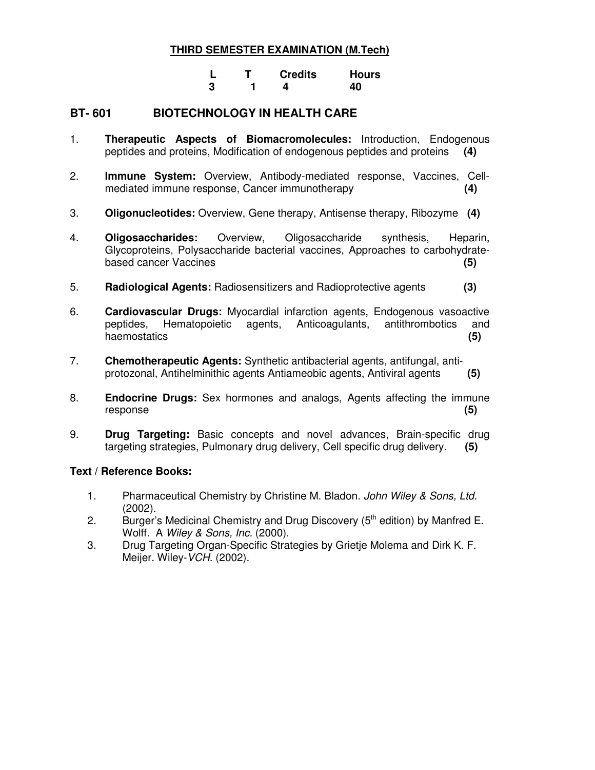# THIRD SEMESTER EXAMINATION (M.Tech)

| L | T | Credits | Hours |
|---|---|---|---|
| 3 | 1 | 4 | 40 |

## BT- 601 BIOTECHNOLOGY IN HEALTH CARE

1. **Therapeutic Aspects of Biomacromolecules:** Introduction, Endogenous peptides and proteins, Modification of endogenous peptides and proteins **(4)**

2. **Immune System:** Overview, Antibody-mediated response, Vaccines, Cell-mediated immune response, Cancer immunotherapy **(4)**

3. **Oligonucleotides:** Overview, Gene therapy, Antisense therapy, Ribozyme **(4)**

4. **Oligosaccharides:** Overview, Oligosaccharide synthesis, Heparin, Glycoproteins, Polysaccharide bacterial vaccines, Approaches to carbohydrate-based cancer Vaccines **(5)**

5. **Radiological Agents:** Radiosensitizers and Radioprotective agents **(3)**

6. **Cardiovascular Drugs:** Myocardial infarction agents, Endogenous vasoactive peptides, Hematopoietic agents, Anticoagulants, antithrombotics and haemostatics **(5)**

7. **Chemotherapeutic Agents:** Synthetic antibacterial agents, antifungal, anti-protozonal, Antihelminithic agents Antiameobic agents, Antiviral agents **(5)**

8. **Endocrine Drugs:** Sex hormones and analogs, Agents affecting the immune response **(5)**

9. **Drug Targeting:** Basic concepts and novel advances, Brain-specific drug targeting strategies, Pulmonary drug delivery, Cell specific drug delivery. **(5)**

### Text / Reference Books:

1. Pharmaceutical Chemistry by Christine M. Bladon. *John Wiley & Sons, Ltd.* (2002).
2. Burger's Medicinal Chemistry and Drug Discovery (5th edition) by Manfred E. Wolff. A *Wiley & Sons, Inc.* (2000).
3. Drug Targeting Organ-Specific Strategies by Grietje Molema and Dirk K. F. Meijer. Wiley-*VCH*. (2002).